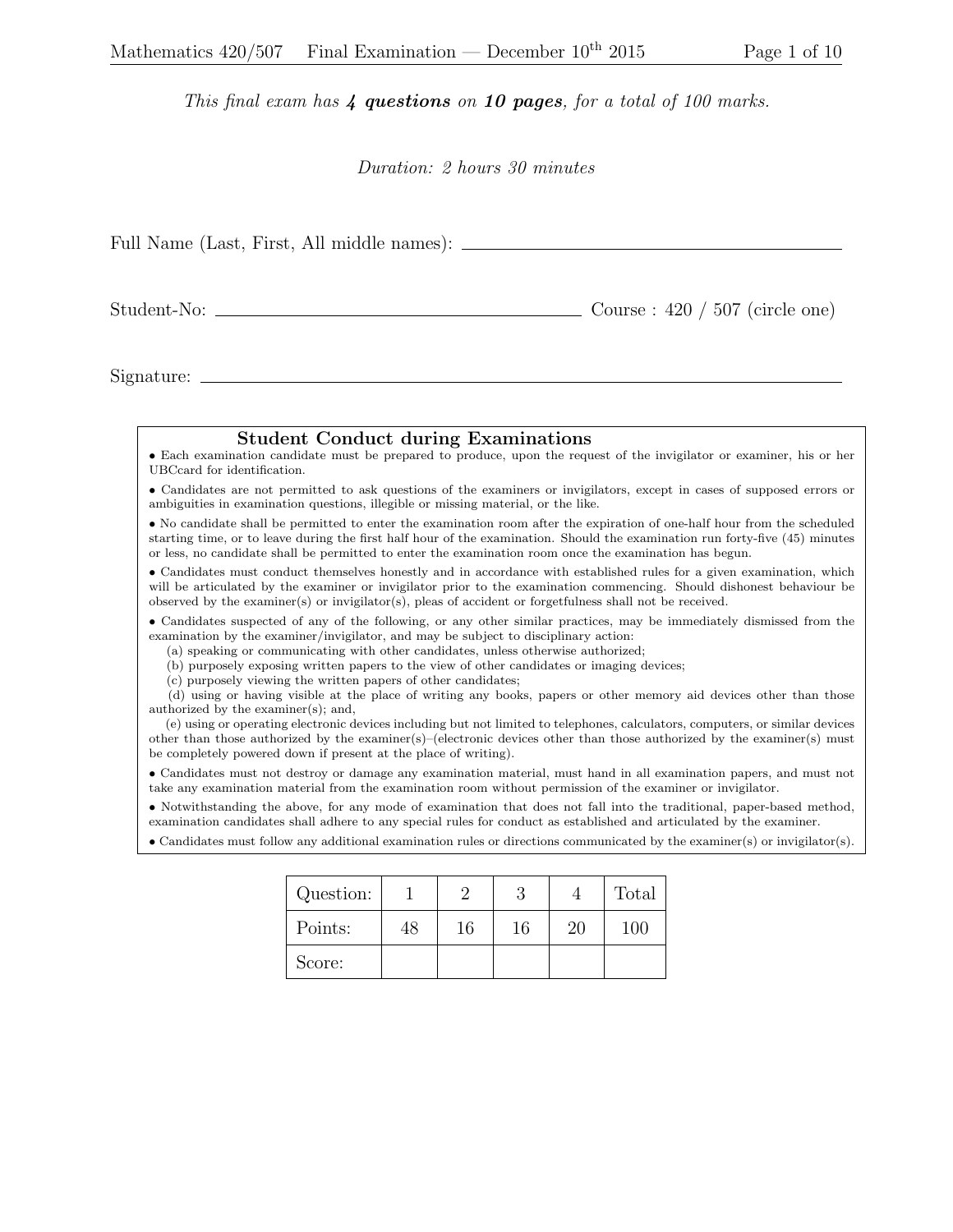*This final exam has **4 questions** on **10 pages**, for a total of 100 marks.*

*Duration: 2 hours 30 minutes*

Full Name (Last, First, All middle names): ______________________________

Student-No: ______________________________ Course : 420 / 507 (circle one)

Signature: ______________________________

## Student Conduct during Examinations

- Each examination candidate must be prepared to produce, upon the request of the invigilator or examiner, his or her UBCcard for identification.
- Candidates are not permitted to ask questions of the examiners or invigilators, except in cases of supposed errors or ambiguities in examination questions, illegible or missing material, or the like.
- No candidate shall be permitted to enter the examination room after the expiration of one-half hour from the scheduled starting time, or to leave during the first half hour of the examination. Should the examination run forty-five (45) minutes or less, no candidate shall be permitted to enter the examination room once the examination has begun.
- Candidates must conduct themselves honestly and in accordance with established rules for a given examination, which will be articulated by the examiner or invigilator prior to the examination commencing. Should dishonest behaviour be observed by the examiner(s) or invigilator(s), pleas of accident or forgetfulness shall not be received.
- Candidates suspected of any of the following, or any other similar practices, may be immediately dismissed from the examination by the examiner/invigilator, and may be subject to disciplinary action:
  (a) speaking or communicating with other candidates, unless otherwise authorized;
  (b) purposely exposing written papers to the view of other candidates or imaging devices;
  (c) purposely viewing the written papers of other candidates;
  (d) using or having visible at the place of writing any books, papers or other memory aid devices other than those authorized by the examiner(s); and,
  (e) using or operating electronic devices including but not limited to telephones, calculators, computers, or similar devices other than those authorized by the examiner(s)–(electronic devices other than those authorized by the examiner(s) must be completely powered down if present at the place of writing).
- Candidates must not destroy or damage any examination material, must hand in all examination papers, and must not take any examination material from the examination room without permission of the examiner or invigilator.
- Notwithstanding the above, for any mode of examination that does not fall into the traditional, paper-based method, examination candidates shall adhere to any special rules for conduct as established and articulated by the examiner.
- Candidates must follow any additional examination rules or directions communicated by the examiner(s) or invigilator(s).

| Question: | 1 | 2 | 3 | 4 | Total |
|---|---|---|---|---|---|
| Points: | 48 | 16 | 16 | 20 | 100 |
| Score: | | | | | |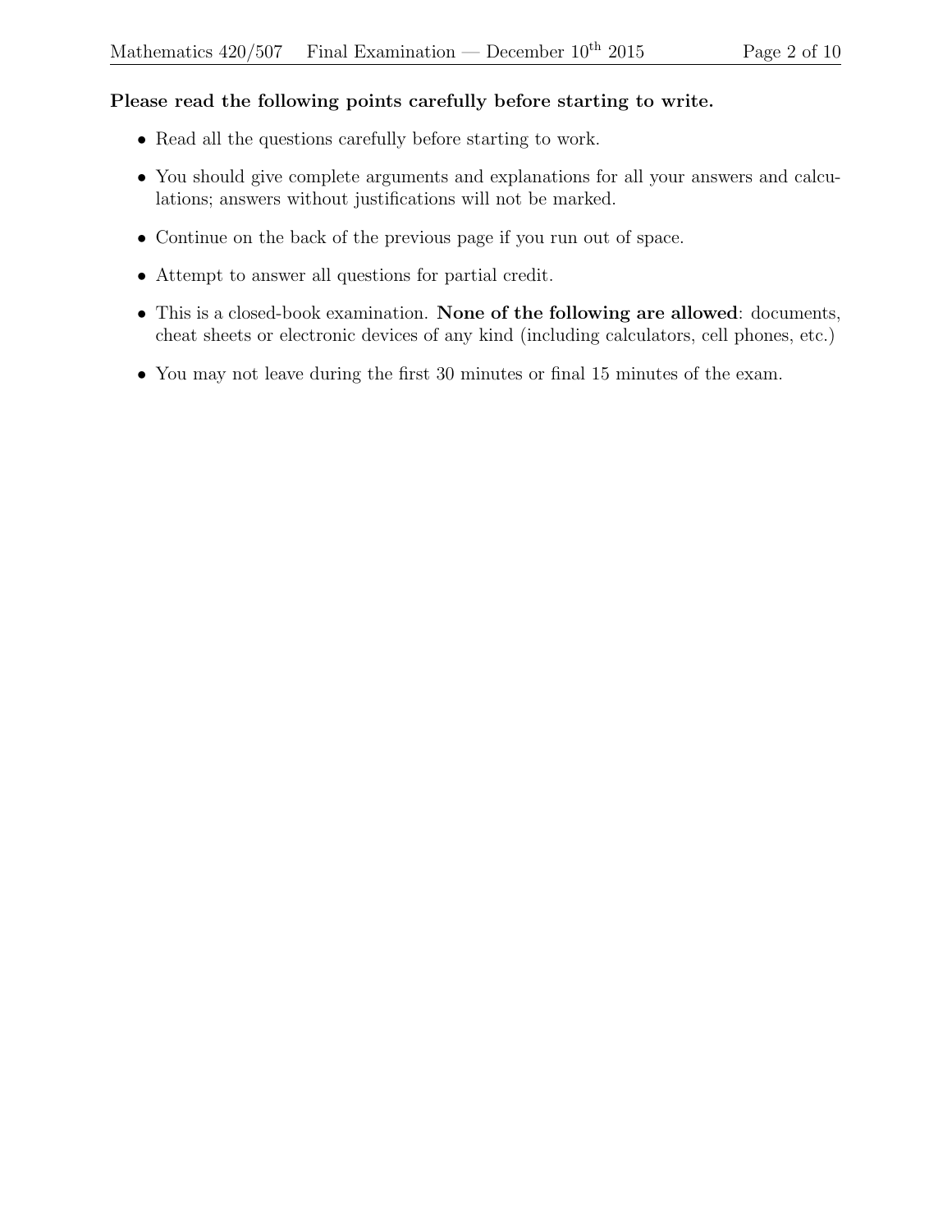**Please read the following points carefully before starting to write.**

- Read all the questions carefully before starting to work.
- You should give complete arguments and explanations for all your answers and calculations; answers without justifications will not be marked.
- Continue on the back of the previous page if you run out of space.
- Attempt to answer all questions for partial credit.
- This is a closed-book examination. **None of the following are allowed**: documents, cheat sheets or electronic devices of any kind (including calculators, cell phones, etc.)
- You may not leave during the first 30 minutes or final 15 minutes of the exam.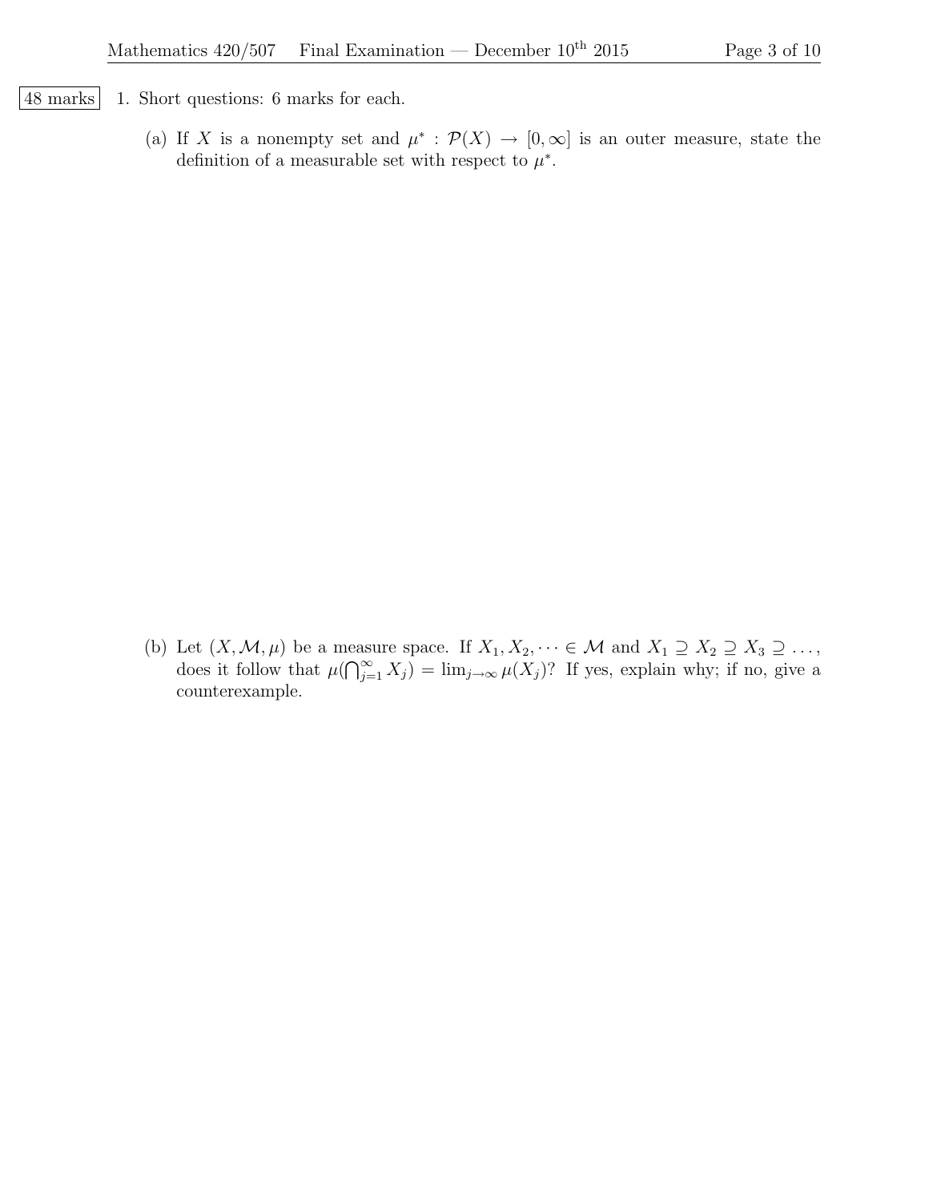48 marks

1. Short questions: 6 marks for each.

   (a) If $X$ is a nonempty set and $\mu^* : \mathcal{P}(X) \to [0, \infty]$ is an outer measure, state the definition of a measurable set with respect to $\mu^*$.

   (b) Let $(X, \mathcal{M}, \mu)$ be a measure space. If $X_1, X_2, \cdots \in \mathcal{M}$ and $X_1 \supseteq X_2 \supseteq X_3 \supseteq \ldots$, does it follow that $\mu(\bigcap_{j=1}^{\infty} X_j) = \lim_{j \to \infty} \mu(X_j)$? If yes, explain why; if no, give a counterexample.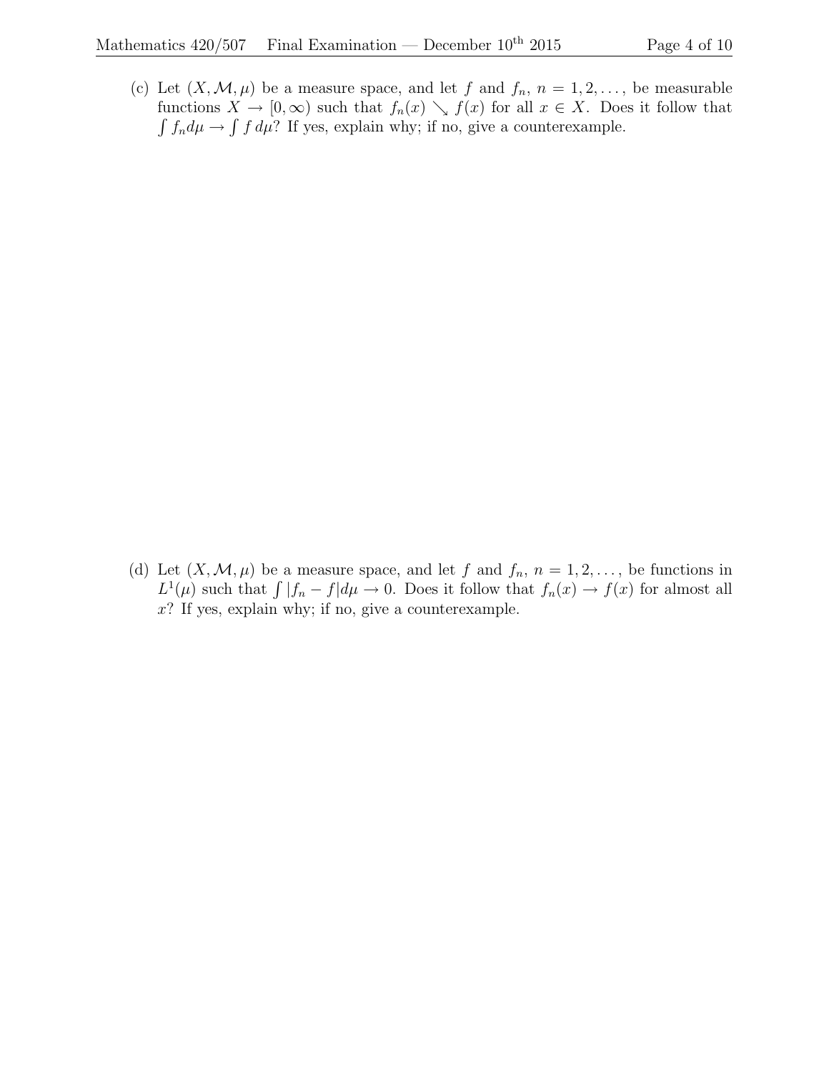(c) Let $(X, \mathcal{M}, \mu)$ be a measure space, and let $f$ and $f_n$, $n = 1, 2, \ldots$, be measurable functions $X \to [0, \infty)$ such that $f_n(x) \searrow f(x)$ for all $x \in X$. Does it follow that $\int f_n d\mu \to \int f \, d\mu$? If yes, explain why; if no, give a counterexample.

(d) Let $(X, \mathcal{M}, \mu)$ be a measure space, and let $f$ and $f_n$, $n = 1, 2, \ldots$, be functions in $L^1(\mu)$ such that $\int |f_n - f| d\mu \to 0$. Does it follow that $f_n(x) \to f(x)$ for almost all $x$? If yes, explain why; if no, give a counterexample.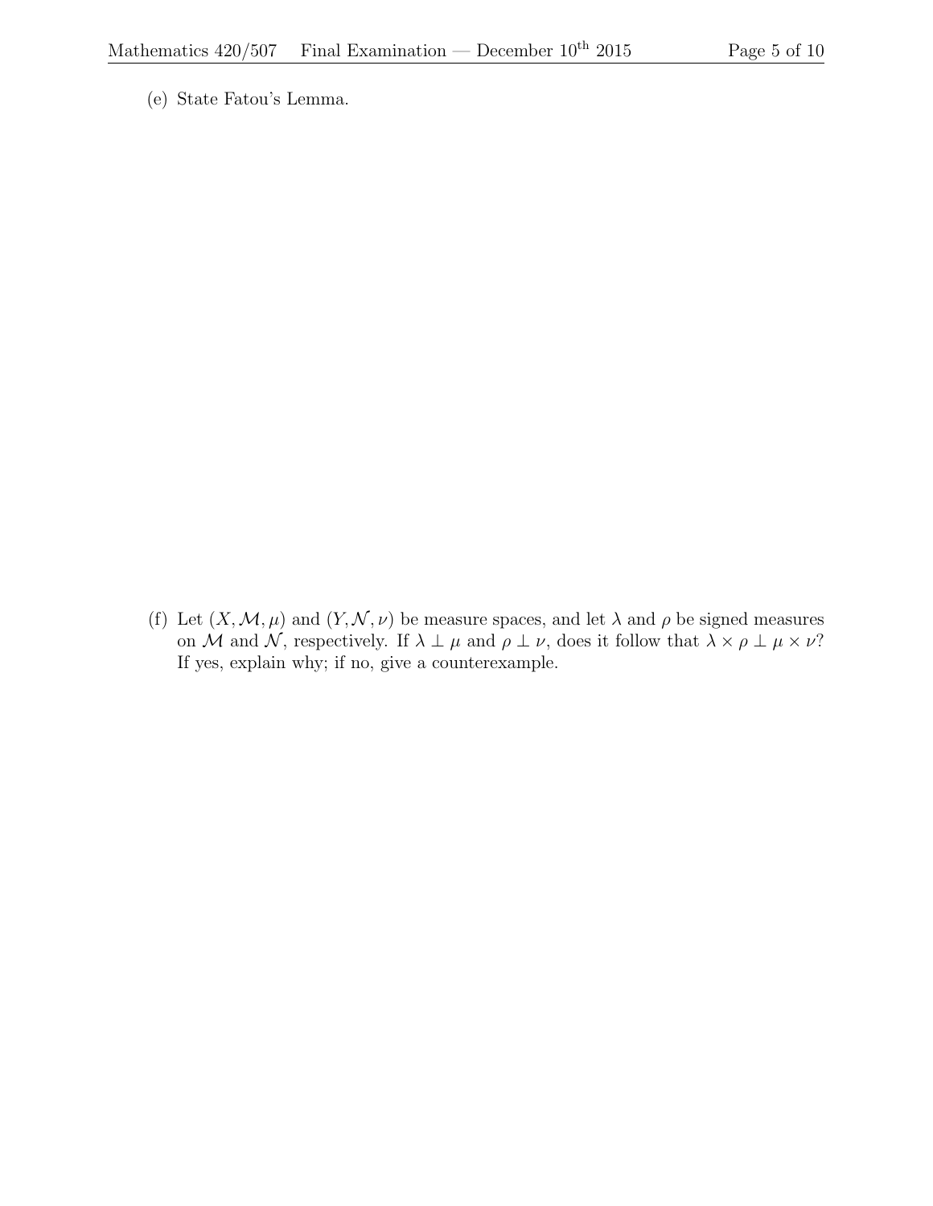(e) State Fatou's Lemma.

(f) Let $(X, \mathcal{M}, \mu)$ and $(Y, \mathcal{N}, \nu)$ be measure spaces, and let $\lambda$ and $\rho$ be signed measures on $\mathcal{M}$ and $\mathcal{N}$, respectively. If $\lambda \perp \mu$ and $\rho \perp \nu$, does it follow that $\lambda \times \rho \perp \mu \times \nu$? If yes, explain why; if no, give a counterexample.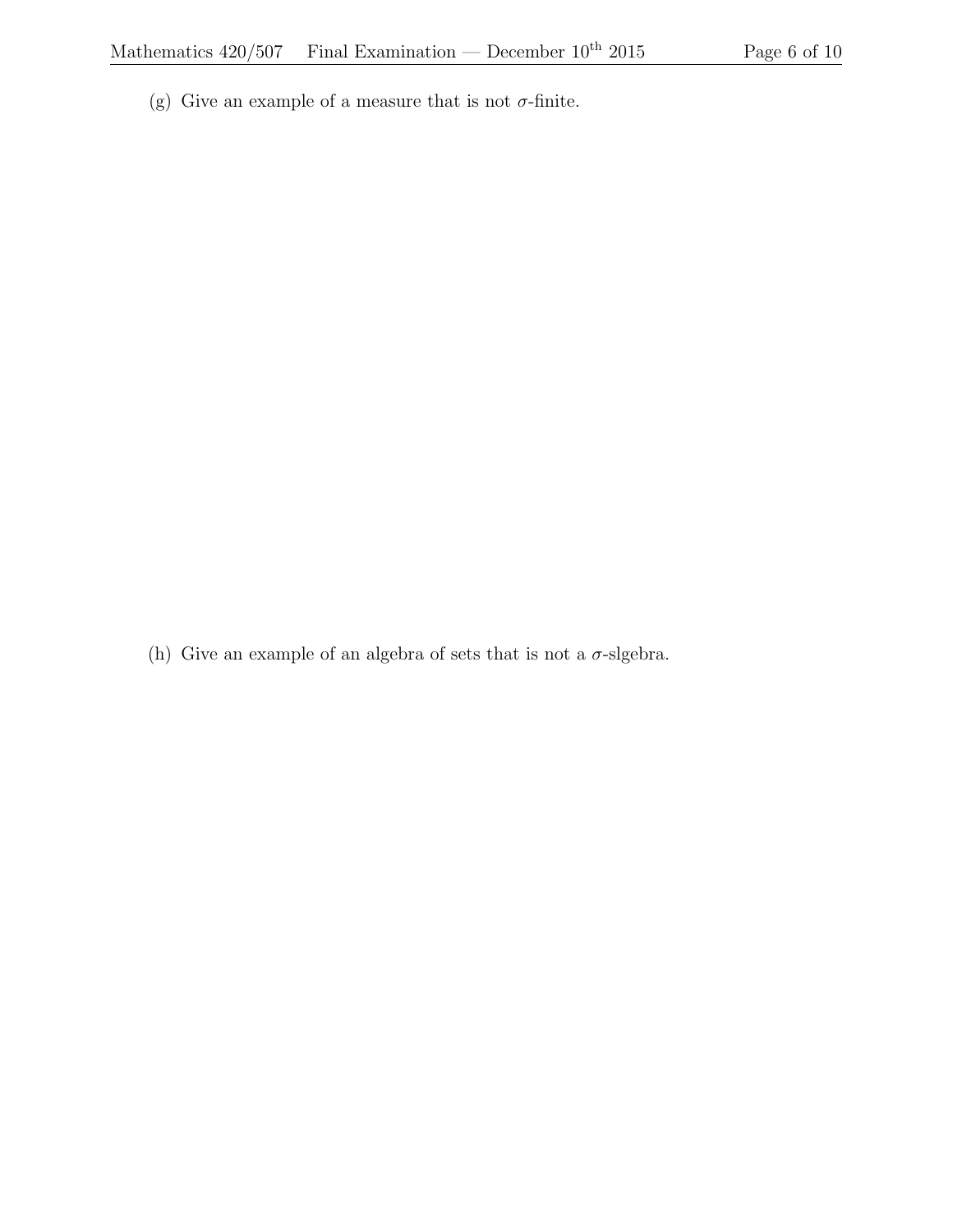(g) Give an example of a measure that is not $\sigma$-finite.

(h) Give an example of an algebra of sets that is not a $\sigma$-slgebra.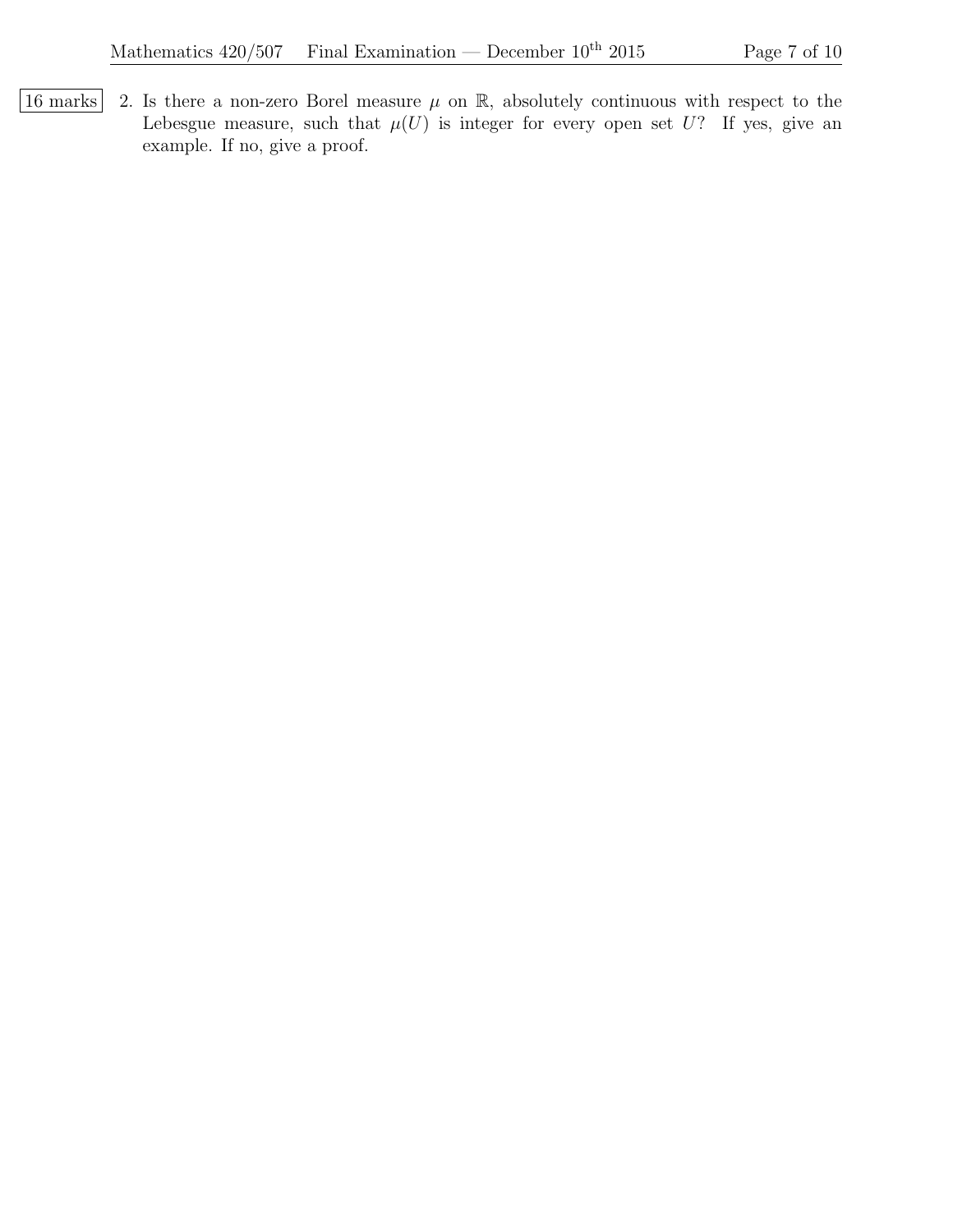16 marks

2. Is there a non-zero Borel measure $\mu$ on $\mathbb{R}$, absolutely continuous with respect to the Lebesgue measure, such that $\mu(U)$ is integer for every open set $U$? If yes, give an example. If no, give a proof.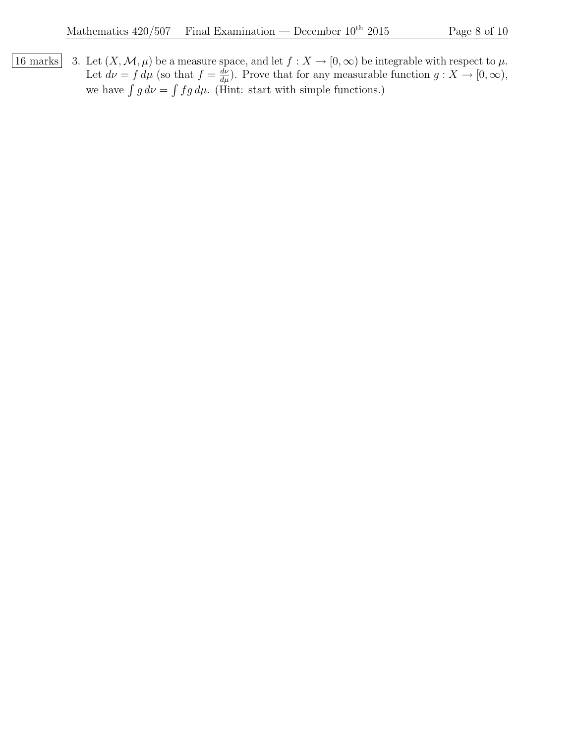16 marks

3. Let $(X, \mathcal{M}, \mu)$ be a measure space, and let $f : X \to [0, \infty)$ be integrable with respect to $\mu$. Let $d\nu = f \, d\mu$ (so that $f = \frac{d\nu}{d\mu}$). Prove that for any measurable function $g : X \to [0, \infty)$, we have $\int g \, d\nu = \int fg \, d\mu$. (Hint: start with simple functions.)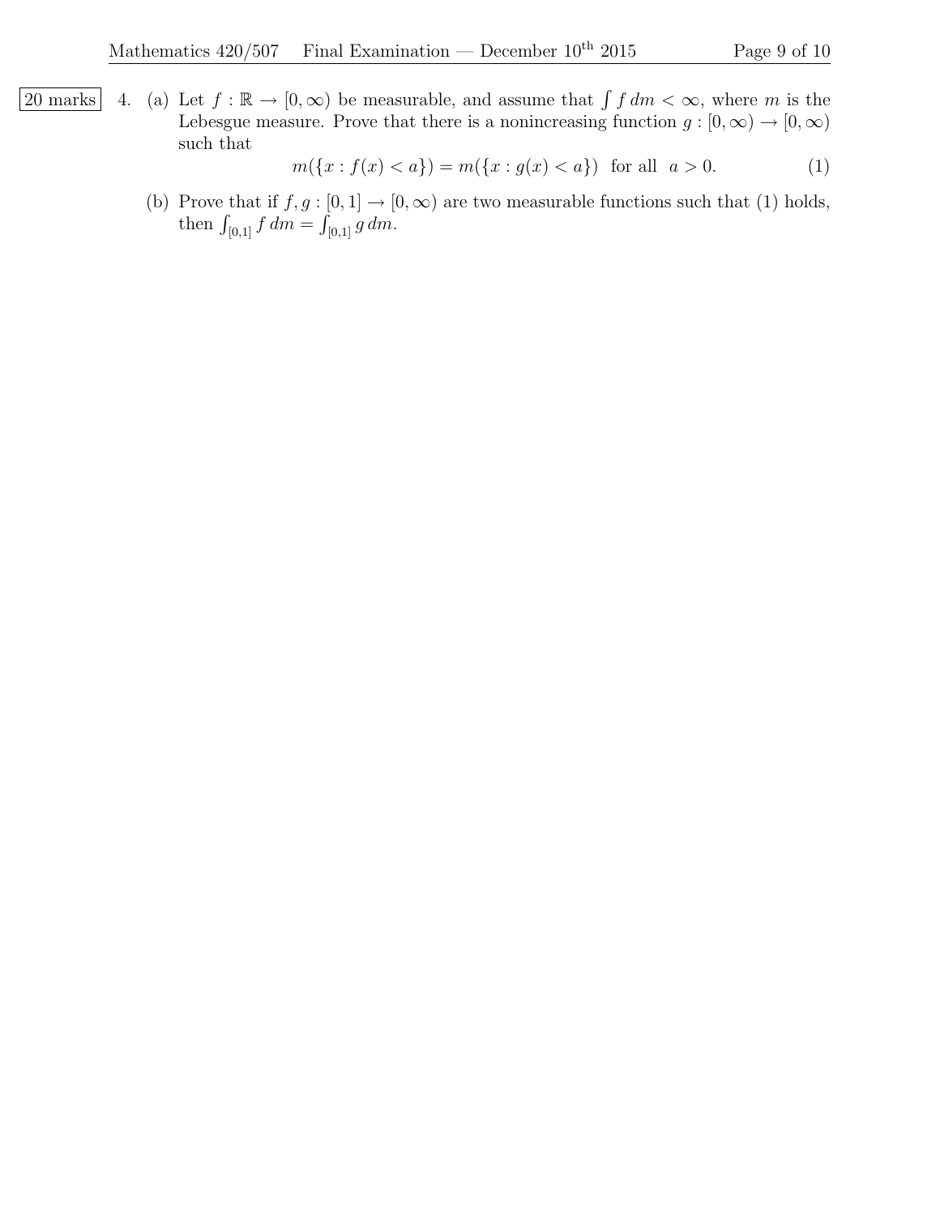20 marks

4. (a) Let $f : \mathbb{R} \to [0, \infty)$ be measurable, and assume that $\int f \, dm < \infty$, where $m$ is the Lebesgue measure. Prove that there is a nonincreasing function $g : [0, \infty) \to [0, \infty)$ such that

$$m(\{x : f(x) < a\}) = m(\{x : g(x) < a\}) \quad \text{for all} \quad a > 0. \tag{1}$$

(b) Prove that if $f, g : [0, 1] \to [0, \infty)$ are two measurable functions such that (1) holds, then $\int_{[0,1]} f \, dm = \int_{[0,1]} g \, dm$.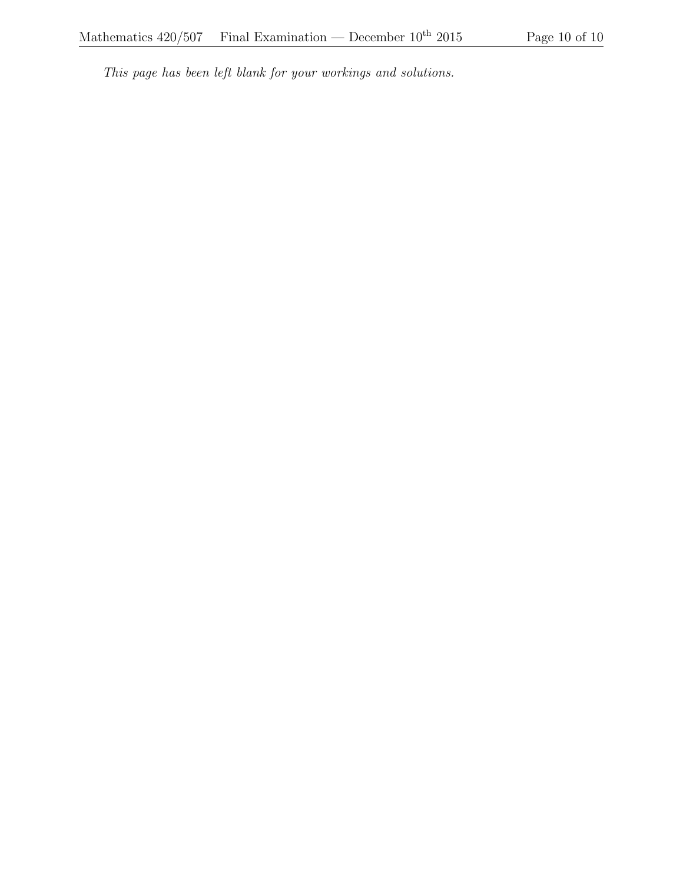*This page has been left blank for your workings and solutions.*